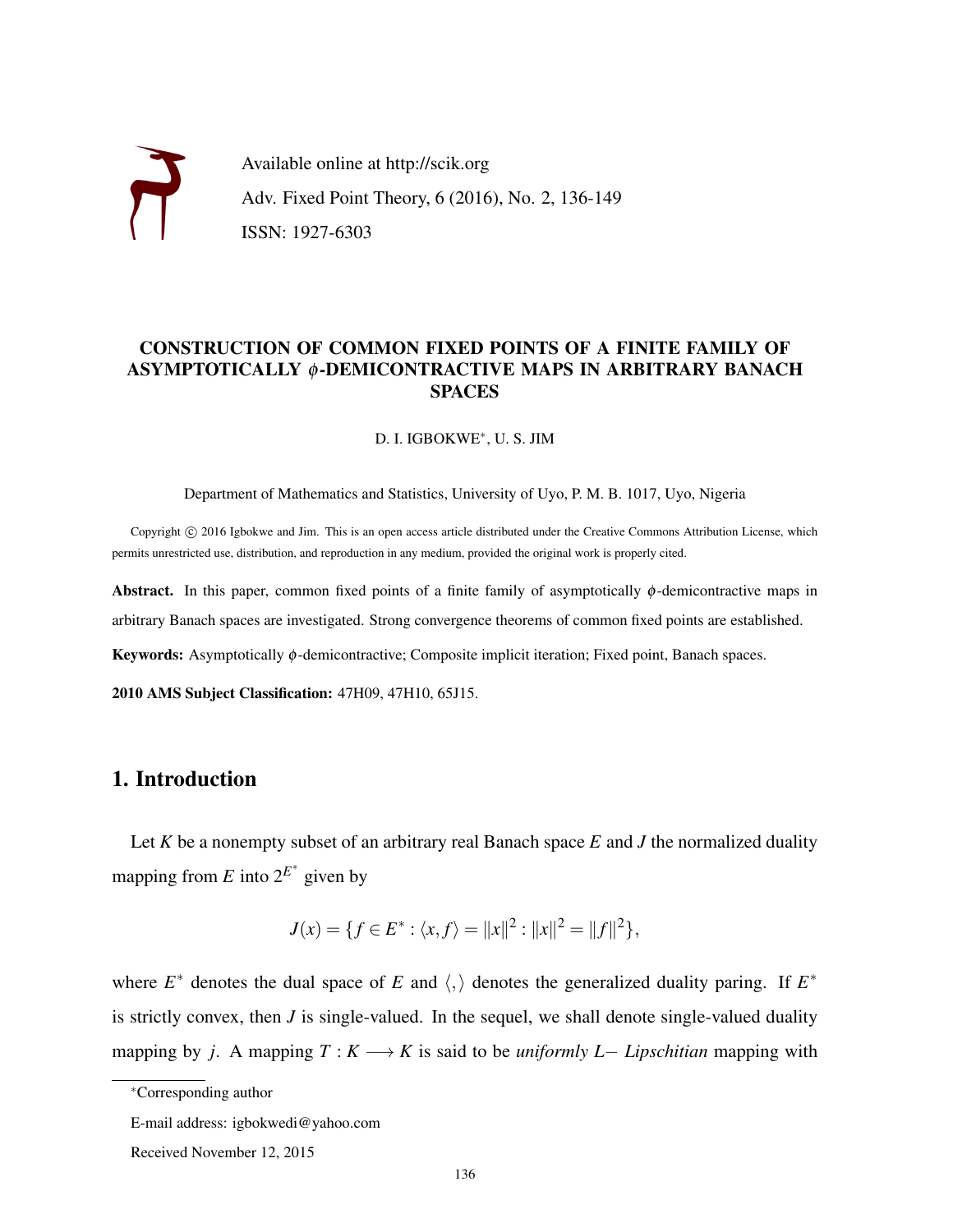Available online at http://scik.org

Adv. Fixed Point Theory, 6 (2016), No. 2, 136-149

ISSN: 1927-6303

# CONSTRUCTION OF COMMON FIXED POINTS OF A FINITE FAMILY OF ASYMPTOTICALLY $\phi$-DEMICONTRACTIVE MAPS IN ARBITRARY BANACH SPACES

D. I. IGBOKWE*, U. S. JIM

Department of Mathematics and Statistics, University of Uyo, P. M. B. 1017, Uyo, Nigeria

Copyright © 2016 Igbokwe and Jim. This is an open access article distributed under the Creative Commons Attribution License, which permits unrestricted use, distribution, and reproduction in any medium, provided the original work is properly cited.

**Abstract.** In this paper, common fixed points of a finite family of asymptotically $\phi$-demicontractive maps in arbitrary Banach spaces are investigated. Strong convergence theorems of common fixed points are established.

**Keywords:** Asymptotically $\phi$-demicontractive; Composite implicit iteration; Fixed point, Banach spaces.

**2010 AMS Subject Classification:** 47H09, 47H10, 65J15.

## 1. Introduction

Let $K$ be a nonempty subset of an arbitrary real Banach space $E$ and $J$ the normalized duality mapping from $E$ into $2^{E^*}$ given by

$$J(x) = \{f \in E^* : \langle x, f\rangle = \|x\|^2 : \|x\|^2 = \|f\|^2\},$$

where $E^*$ denotes the dual space of $E$ and $\langle , \rangle$ denotes the generalized duality paring. If $E^*$ is strictly convex, then $J$ is single-valued. In the sequel, we shall denote single-valued duality mapping by $j$. A mapping $T : K \longrightarrow K$ is said to be *uniformly $L-$ Lipschitian* mapping with

---

*Corresponding author

E-mail address: igbokwedi@yahoo.com

Received November 12, 2015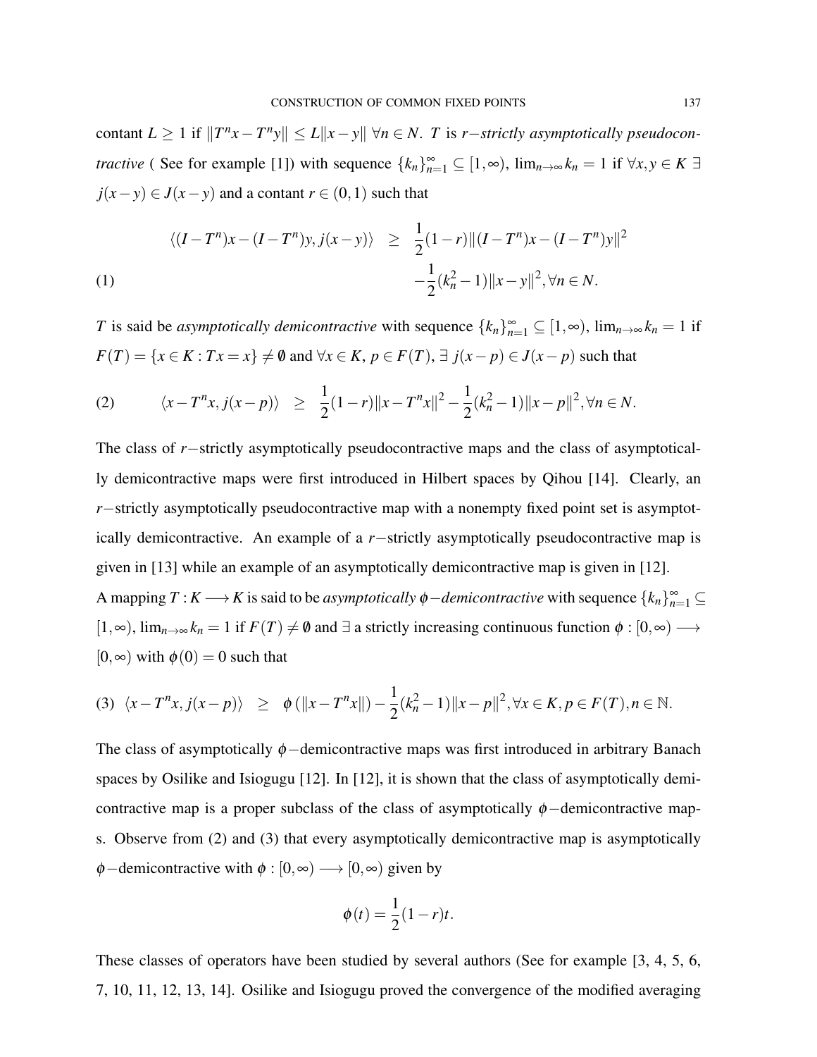contant $L \geq 1$ if $\|T^n x - T^n y\| \leq L\|x-y\|$ $\forall n \in N$. $T$ is *$r-$strictly asymptotically pseudocontractive* ( See for example [1]) with sequence $\{k_n\}_{n=1}^{\infty} \subseteq [1,\infty)$, $\lim_{n\to\infty} k_n = 1$ if $\forall x,y \in K$ $\exists$ $j(x-y) \in J(x-y)$ and a contant $r \in (0,1)$ such that

$$
\begin{aligned}
\langle (I-T^n)x-(I-T^n)y, j(x-y)\rangle &\geq \frac{1}{2}(1-r)\|(I-T^n)x-(I-T^n)y\|^2 \\
&\quad -\frac{1}{2}(k_n^2-1)\|x-y\|^2, \forall n \in N. \qquad (1)
\end{aligned}
$$

$T$ is said be *asymptotically demicontractive* with sequence $\{k_n\}_{n=1}^{\infty} \subseteq [1,\infty)$, $\lim_{n\to\infty} k_n = 1$ if $F(T) = \{x \in K : Tx = x\} \neq \emptyset$ and $\forall x \in K$, $p \in F(T)$, $\exists$ $j(x-p) \in J(x-p)$ such that

$$
\langle x - T^n x, j(x-p)\rangle \geq \frac{1}{2}(1-r)\|x-T^n x\|^2 - \frac{1}{2}(k_n^2-1)\|x-p\|^2, \forall n \in N. \qquad (2)
$$

The class of $r-$strictly asymptotically pseudocontractive maps and the class of asymptotically demicontractive maps were first introduced in Hilbert spaces by Qihou [14]. Clearly, an $r-$strictly asymptotically pseudocontractive map with a nonempty fixed point set is asymptotically demicontractive. An example of a $r-$strictly asymptotically pseudocontractive map is given in [13] while an example of an asymptotically demicontractive map is given in [12].

A mapping $T : K \longrightarrow K$ is said to be *asymptotically $\phi-$demicontractive* with sequence $\{k_n\}_{n=1}^{\infty} \subseteq [1,\infty)$, $\lim_{n\to\infty} k_n = 1$ if $F(T) \neq \emptyset$ and $\exists$ a strictly increasing continuous function $\phi : [0,\infty) \longrightarrow [0,\infty)$ with $\phi(0) = 0$ such that

$$
\langle x - T^n x, j(x-p)\rangle \geq \phi(\|x-T^n x\|) - \frac{1}{2}(k_n^2-1)\|x-p\|^2, \forall x \in K, p \in F(T), n \in \mathbb{N}. \qquad (3)
$$

The class of asymptotically $\phi-$demicontractive maps was first introduced in arbitrary Banach spaces by Osilike and Isiogugu [12]. In [12], it is shown that the class of asymptotically demicontractive map is a proper subclass of the class of asymptotically $\phi-$demicontractive maps. Observe from (2) and (3) that every asymptotically demicontractive map is asymptotically $\phi-$demicontractive with $\phi : [0,\infty) \longrightarrow [0,\infty)$ given by

$$
\phi(t) = \frac{1}{2}(1-r)t.
$$

These classes of operators have been studied by several authors (See for example [3, 4, 5, 6, 7, 10, 11, 12, 13, 14]. Osilike and Isiogugu proved the convergence of the modified averaging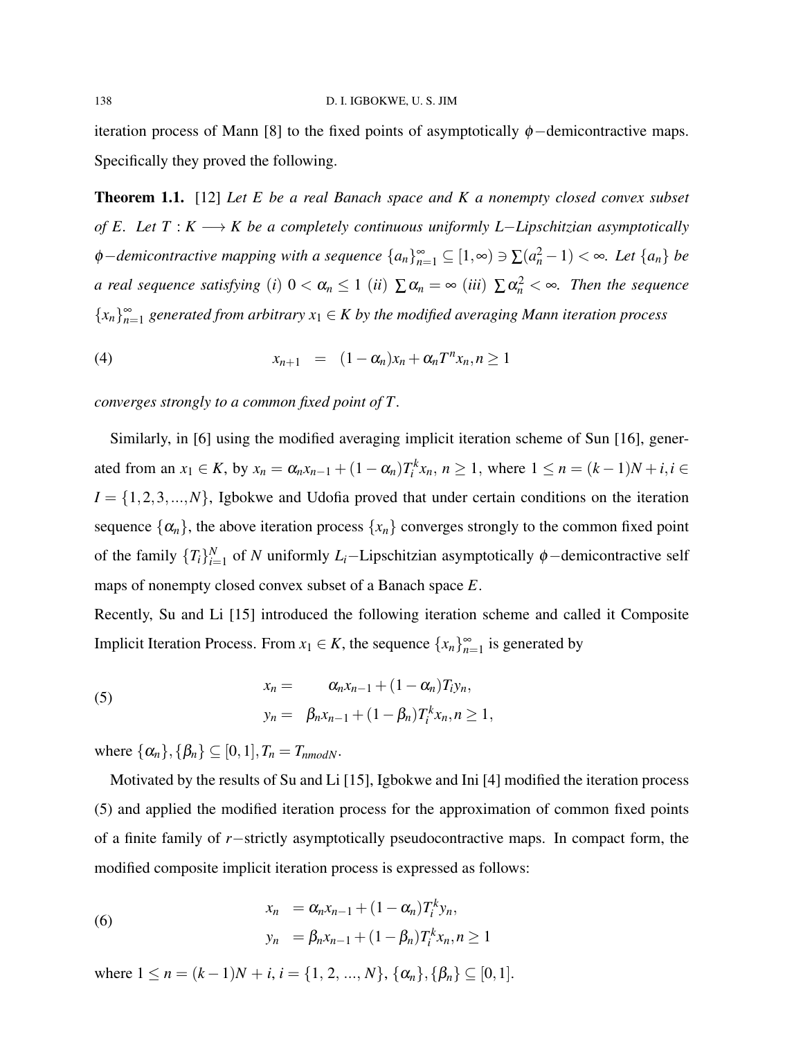iteration process of Mann [8] to the fixed points of asymptotically $\phi-$demicontractive maps. Specifically they proved the following.

**Theorem 1.1.** [12] *Let $E$ be a real Banach space and $K$ a nonempty closed convex subset of $E$. Let $T : K \longrightarrow K$ be a completely continuous uniformly $L-$Lipschitzian asymptotically $\phi-$demicontractive mapping with a sequence $\{a_n\}_{n=1}^{\infty} \subseteq [1,\infty) \ni \sum(a_n^2-1) < \infty$. Let $\{a_n\}$ be a real sequence satisfying $(i)$ $0 < \alpha_n \leq 1$ $(ii)$ $\sum \alpha_n = \infty$ $(iii)$ $\sum \alpha_n^2 < \infty$. Then the sequence $\{x_n\}_{n=1}^{\infty}$ generated from arbitrary $x_1 \in K$ by the modified averaging Mann iteration process*

$$x_{n+1} \quad = \quad (1-\alpha_n)x_n + \alpha_n T^n x_n, n \geq 1 \tag{4}$$

*converges strongly to a common fixed point of $T$.*

Similarly, in [6] using the modified averaging implicit iteration scheme of Sun [16], generated from an $x_1 \in K$, by $x_n = \alpha_n x_{n-1} + (1-\alpha_n)T_i^k x_n$, $n \geq 1$, where $1 \leq n = (k-1)N + i, i \in I = \{1,2,3,...,N\}$, Igbokwe and Udofia proved that under certain conditions on the iteration sequence $\{\alpha_n\}$, the above iteration process $\{x_n\}$ converges strongly to the common fixed point of the family $\{T_i\}_{i=1}^{N}$ of $N$ uniformly $L_i-$Lipschitzian asymptotically $\phi-$demicontractive self maps of nonempty closed convex subset of a Banach space $E$.

Recently, Su and Li [15] introduced the following iteration scheme and called it Composite Implicit Iteration Process. From $x_1 \in K$, the sequence $\{x_n\}_{n=1}^{\infty}$ is generated by

$$\begin{aligned} x_n = & \quad \alpha_n x_{n-1} + (1-\alpha_n)T_i y_n, \\ y_n = & \quad \beta_n x_{n-1} + (1-\beta_n)T_i^k x_n, n \geq 1, \end{aligned} \tag{5}$$

where $\{\alpha_n\}, \{\beta_n\} \subseteq [0,1], T_n = T_{n mod N}$.

Motivated by the results of Su and Li [15], Igbokwe and Ini [4] modified the iteration process (5) and applied the modified iteration process for the approximation of common fixed points of a finite family of $r-$strictly asymptotically pseudocontractive maps. In compact form, the modified composite implicit iteration process is expressed as follows:

$$\begin{aligned} x_n &= \alpha_n x_{n-1} + (1-\alpha_n)T_i^k y_n, \\ y_n &= \beta_n x_{n-1} + (1-\beta_n)T_i^k x_n, n \geq 1 \end{aligned} \tag{6}$$

where $1 \leq n = (k-1)N + i$, $i = \{1, 2, ..., N\}$, $\{\alpha_n\}, \{\beta_n\} \subseteq [0,1]$.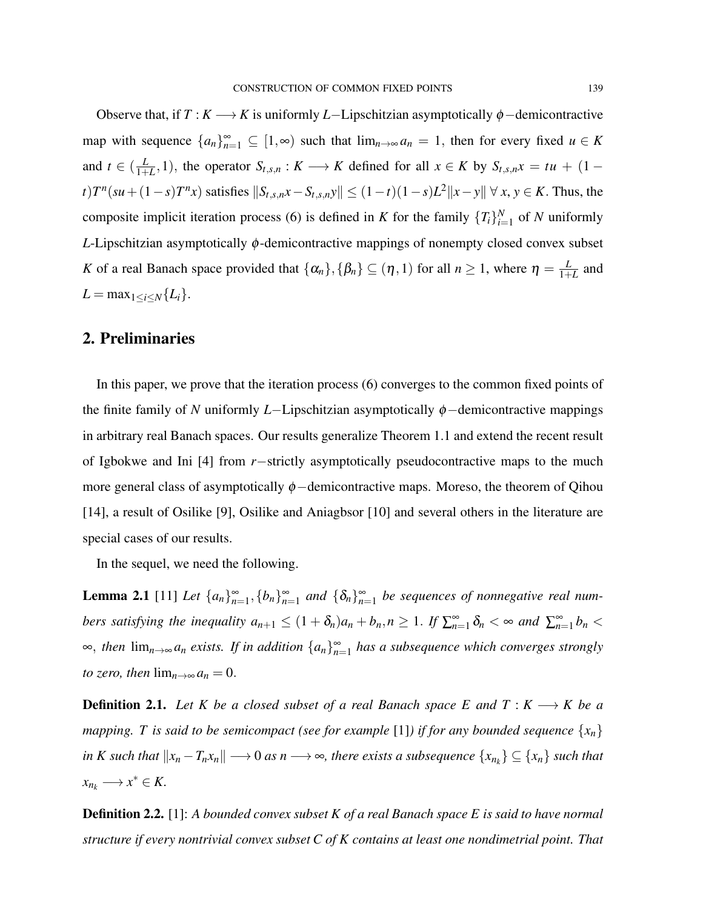Observe that, if $T : K \longrightarrow K$ is uniformly $L-$Lipschitzian asymptotically $\phi-$demicontractive map with sequence $\{a_n\}_{n=1}^{\infty} \subseteq [1,\infty)$ such that $\lim_{n\to\infty} a_n = 1$, then for every fixed $u \in K$ and $t \in (\frac{L}{1+L}, 1)$, the operator $S_{t,s,n} : K \longrightarrow K$ defined for all $x \in K$ by $S_{t,s,n}x = tu + (1-t)T^n(su+(1-s)T^n x)$ satisfies $\|S_{t,s,n}x - S_{t,s,n}y\| \leq (1-t)(1-s)L^2\|x-y\|$ $\forall\, x, y \in K$. Thus, the composite implicit iteration process (6) is defined in $K$ for the family $\{T_i\}_{i=1}^{N}$ of $N$ uniformly $L$-Lipschitzian asymptotically $\phi$-demicontractive mappings of nonempty closed convex subset $K$ of a real Banach space provided that $\{\alpha_n\}, \{\beta_n\} \subseteq (\eta, 1)$ for all $n \geq 1$, where $\eta = \frac{L}{1+L}$ and $L = \max_{1\leq i\leq N}\{L_i\}$.

## 2. Preliminaries

In this paper, we prove that the iteration process (6) converges to the common fixed points of the finite family of $N$ uniformly $L-$Lipschitzian asymptotically $\phi-$demicontractive mappings in arbitrary real Banach spaces. Our results generalize Theorem 1.1 and extend the recent result of Igbokwe and Ini [4] from $r-$strictly asymptotically pseudocontractive maps to the much more general class of asymptotically $\phi-$demicontractive maps. Moreso, the theorem of Qihou [14], a result of Osilike [9], Osilike and Aniagbsor [10] and several others in the literature are special cases of our results.

In the sequel, we need the following.

**Lemma 2.1** [11] *Let $\{a_n\}_{n=1}^{\infty}, \{b_n\}_{n=1}^{\infty}$ and $\{\delta_n\}_{n=1}^{\infty}$ be sequences of nonnegative real numbers satisfying the inequality $a_{n+1} \leq (1+\delta_n)a_n + b_n, n \geq 1$. If $\sum_{n=1}^{\infty} \delta_n < \infty$ and $\sum_{n=1}^{\infty} b_n < \infty$, then $\lim_{n\to\infty} a_n$ exists. If in addition $\{a_n\}_{n=1}^{\infty}$ has a subsequence which converges strongly to zero, then $\lim_{n\to\infty} a_n = 0$.*

**Definition 2.1.** *Let $K$ be a closed subset of a real Banach space $E$ and $T : K \longrightarrow K$ be a mapping. $T$ is said to be semicompact (see for example* [1]*) if for any bounded sequence $\{x_n\}$ in $K$ such that $\|x_n - T_n x_n\| \longrightarrow 0$ as $n \longrightarrow \infty$, there exists a subsequence $\{x_{n_k}\} \subseteq \{x_n\}$ such that $x_{n_k} \longrightarrow x^* \in K$.*

**Definition 2.2.** [1]: *A bounded convex subset $K$ of a real Banach space $E$ is said to have normal structure if every nontrivial convex subset $C$ of $K$ contains at least one nondimetrial point. That*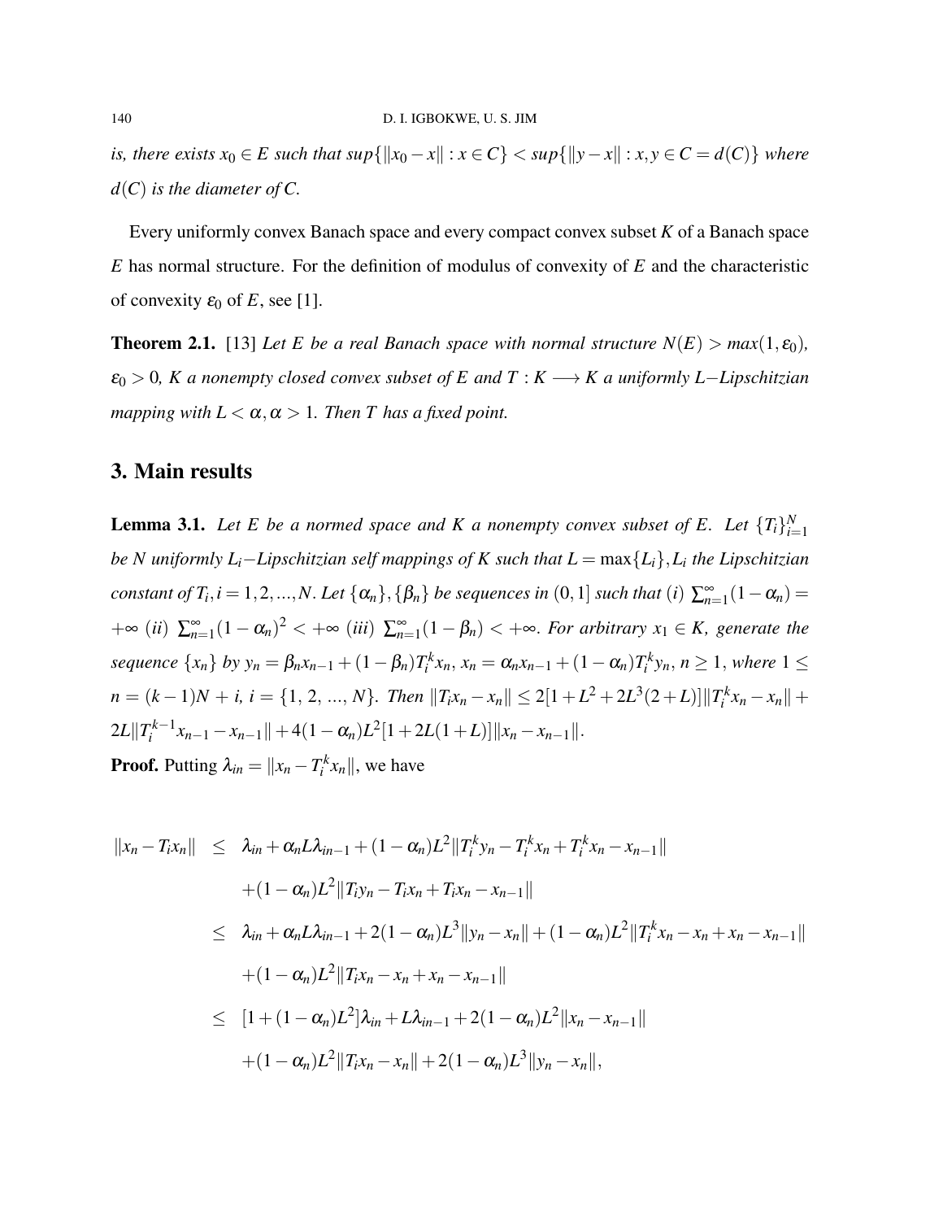*is, there exists $x_0 \in E$ such that $sup\{\|x_0 - x\| : x \in C\} < sup\{\|y - x\| : x, y \in C = d(C)\}$ where $d(C)$ is the diameter of $C$.*

Every uniformly convex Banach space and every compact convex subset $K$ of a Banach space $E$ has normal structure. For the definition of modulus of convexity of $E$ and the characteristic of convexity $\varepsilon_0$ of $E$, see [1].

**Theorem 2.1.** [13] *Let $E$ be a real Banach space with normal structure $N(E) > max(1, \varepsilon_0)$, $\varepsilon_0 > 0$, $K$ a nonempty closed convex subset of $E$ and $T : K \longrightarrow K$ a uniformly $L-$Lipschitzian mapping with $L < \alpha, \alpha > 1$. Then $T$ has a fixed point.*

## 3. Main results

**Lemma 3.1.** *Let $E$ be a normed space and $K$ a nonempty convex subset of $E$. Let $\{T_i\}_{i=1}^N$ be $N$ uniformly $L_i-$Lipschitzian self mappings of $K$ such that $L = \max\{L_i\}, L_i$ the Lipschitzian constant of $T_i, i = 1, 2, ..., N$. Let $\{\alpha_n\}, \{\beta_n\}$ be sequences in $(0, 1]$ such that $(i)$ $\sum_{n=1}^{\infty}(1-\alpha_n) = +\infty$ $(ii)$ $\sum_{n=1}^{\infty}(1-\alpha_n)^2 < +\infty$ $(iii)$ $\sum_{n=1}^{\infty}(1-\beta_n) < +\infty$. For arbitrary $x_1 \in K$, generate the sequence $\{x_n\}$ by $y_n = \beta_n x_{n-1} + (1-\beta_n)T_i^k x_n$, $x_n = \alpha_n x_{n-1} + (1-\alpha_n)T_i^k y_n$, $n \geq 1$, where $1 \leq n = (k-1)N + i$, $i = \{1, 2, ..., N\}$. Then $\|T_i x_n - x_n\| \leq 2[1 + L^2 + 2L^3(2+L)]\|T_i^k x_n - x_n\| + 2L\|T_i^{k-1}x_{n-1} - x_{n-1}\| + 4(1-\alpha_n)L^2[1 + 2L(1+L)]\|x_n - x_{n-1}\|$.*

**Proof.** Putting $\lambda_{in} = \|x_n - T_i^k x_n\|$, we have

$$
\begin{aligned}
\|x_n - T_i x_n\| &\leq \lambda_{in} + \alpha_n L \lambda_{in-1} + (1-\alpha_n)L^2\|T_i^k y_n - T_i^k x_n + T_i^k x_n - x_{n-1}\| \\
&\quad + (1-\alpha_n)L^2\|T_i y_n - T_i x_n + T_i x_n - x_{n-1}\| \\
&\leq \lambda_{in} + \alpha_n L \lambda_{in-1} + 2(1-\alpha_n)L^3\|y_n - x_n\| + (1-\alpha_n)L^2\|T_i^k x_n - x_n + x_n - x_{n-1}\| \\
&\quad + (1-\alpha_n)L^2\|T_i x_n - x_n + x_n - x_{n-1}\| \\
&\leq [1 + (1-\alpha_n)L^2]\lambda_{in} + L\lambda_{in-1} + 2(1-\alpha_n)L^2\|x_n - x_{n-1}\| \\
&\quad + (1-\alpha_n)L^2\|T_i x_n - x_n\| + 2(1-\alpha_n)L^3\|y_n - x_n\|,
\end{aligned}
$$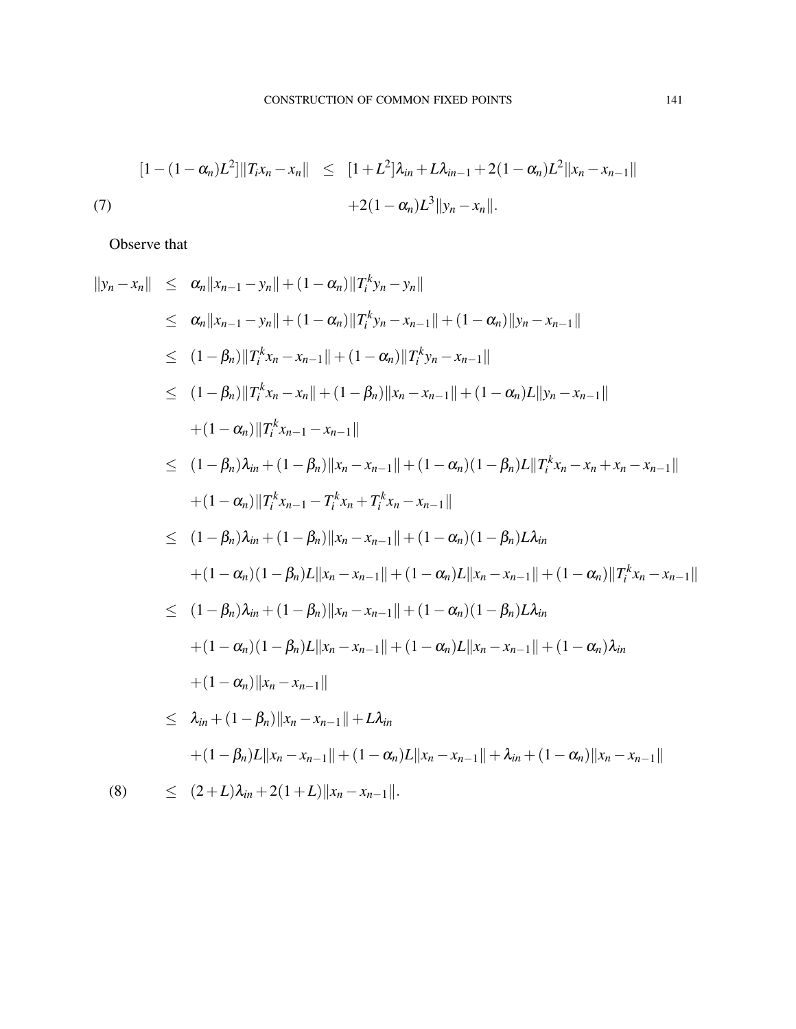$$
\begin{aligned}
[1-(1-\alpha_n)L^2]\|T_i x_n - x_n\| \quad \leq \quad & [1+L^2]\lambda_{in} + L\lambda_{in-1} + 2(1-\alpha_n)L^2\|x_n - x_{n-1}\| \\
& + 2(1-\alpha_n)L^3\|y_n - x_n\|.
\end{aligned}
\tag{7}
$$

Observe that

$$
\begin{aligned}
\|y_n - x_n\| \quad \leq \quad & \alpha_n\|x_{n-1} - y_n\| + (1-\alpha_n)\|T_i^k y_n - y_n\| \\
\leq \quad & \alpha_n\|x_{n-1} - y_n\| + (1-\alpha_n)\|T_i^k y_n - x_{n-1}\| + (1-\alpha_n)\|y_n - x_{n-1}\| \\
\leq \quad & (1-\beta_n)\|T_i^k x_n - x_{n-1}\| + (1-\alpha_n)\|T_i^k y_n - x_{n-1}\| \\
\leq \quad & (1-\beta_n)\|T_i^k x_n - x_n\| + (1-\beta_n)\|x_n - x_{n-1}\| + (1-\alpha_n)L\|y_n - x_{n-1}\| \\
& + (1-\alpha_n)\|T_i^k x_{n-1} - x_{n-1}\| \\
\leq \quad & (1-\beta_n)\lambda_{in} + (1-\beta_n)\|x_n - x_{n-1}\| + (1-\alpha_n)(1-\beta_n)L\|T_i^k x_n - x_n + x_n - x_{n-1}\| \\
& + (1-\alpha_n)\|T_i^k x_{n-1} - T_i^k x_n + T_i^k x_n - x_{n-1}\| \\
\leq \quad & (1-\beta_n)\lambda_{in} + (1-\beta_n)\|x_n - x_{n-1}\| + (1-\alpha_n)(1-\beta_n)L\lambda_{in} \\
& + (1-\alpha_n)(1-\beta_n)L\|x_n - x_{n-1}\| + (1-\alpha_n)L\|x_n - x_{n-1}\| + (1-\alpha_n)\|T_i^k x_n - x_{n-1}\| \\
\leq \quad & (1-\beta_n)\lambda_{in} + (1-\beta_n)\|x_n - x_{n-1}\| + (1-\alpha_n)(1-\beta_n)L\lambda_{in} \\
& + (1-\alpha_n)(1-\beta_n)L\|x_n - x_{n-1}\| + (1-\alpha_n)L\|x_n - x_{n-1}\| + (1-\alpha_n)\lambda_{in} \\
& + (1-\alpha_n)\|x_n - x_{n-1}\| \\
\leq \quad & \lambda_{in} + (1-\beta_n)\|x_n - x_{n-1}\| + L\lambda_{in} \\
& + (1-\beta_n)L\|x_n - x_{n-1}\| + (1-\alpha_n)L\|x_n - x_{n-1}\| + \lambda_{in} + (1-\alpha_n)\|x_n - x_{n-1}\| \\
\leq \quad & (2+L)\lambda_{in} + 2(1+L)\|x_n - x_{n-1}\|.
\end{aligned}
\tag{8}
$$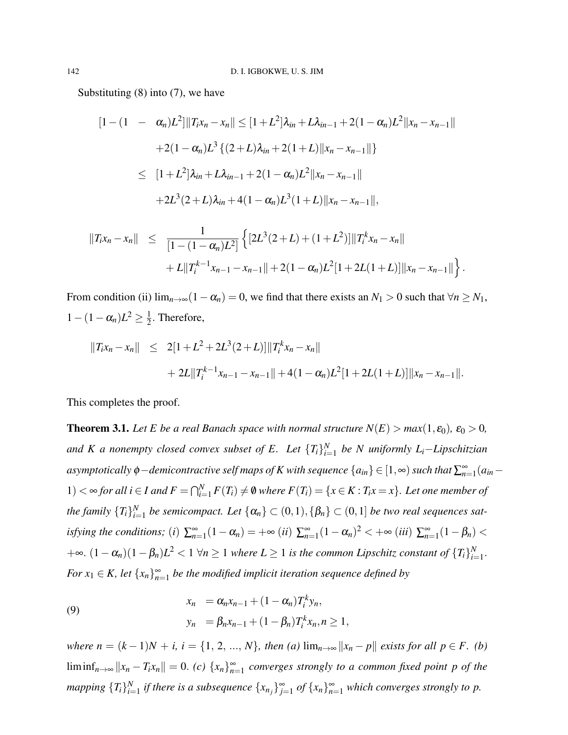Substituting (8) into (7), we have

$$
\begin{aligned}
[1-(1 \;\; - \;\; \alpha_n)L^2]\|T_ix_n - x_n\| &\leq [1+L^2]\lambda_{in} + L\lambda_{in-1} + 2(1-\alpha_n)L^2\|x_n - x_{n-1}\| \\
&\quad + 2(1-\alpha_n)L^3\{(2+L)\lambda_{in} + 2(1+L)\|x_n - x_{n-1}\|\} \\
&\leq [1+L^2]\lambda_{in} + L\lambda_{in-1} + 2(1-\alpha_n)L^2\|x_n - x_{n-1}\| \\
&\quad + 2L^3(2+L)\lambda_{in} + 4(1-\alpha_n)L^3(1+L)\|x_n - x_{n-1}\|,
\end{aligned}
$$

$$
\begin{aligned}
\|T_ix_n - x_n\| \;\; &\leq \;\; \frac{1}{[1-(1-\alpha_n)L^2]}\Big\{[2L^3(2+L) + (1+L^2)]\|T_i^k x_n - x_n\| \\
&\quad + L\|T_i^{k-1}x_{n-1} - x_{n-1}\| + 2(1-\alpha_n)L^2[1+2L(1+L)]\|x_n - x_{n-1}\|\Big\}.
\end{aligned}
$$

From condition (ii) $\lim_{n\to\infty}(1-\alpha_n) = 0$, we find that there exists an $N_1 > 0$ such that $\forall n \geq N_1$, $1-(1-\alpha_n)L^2 \geq \frac{1}{2}$. Therefore,

$$
\begin{aligned}
\|T_ix_n - x_n\| \;\; &\leq \;\; 2[1+L^2+2L^3(2+L)]\|T_i^k x_n - x_n\| \\
&\quad + 2L\|T_i^{k-1}x_{n-1} - x_{n-1}\| + 4(1-\alpha_n)L^2[1+2L(1+L)]\|x_n - x_{n-1}\|.
\end{aligned}
$$

This completes the proof.

**Theorem 3.1.** *Let $E$ be a real Banach space with normal structure $N(E) > max(1, \varepsilon_0)$, $\varepsilon_0 > 0$, and $K$ a nonempty closed convex subset of $E$. Let $\{T_i\}_{i=1}^N$ be $N$ uniformly $L_i-$Lipschitzian asymptotically $\phi-$demicontractive self maps of $K$ with sequence $\{a_{in}\} \in [1,\infty)$ such that $\sum_{n=1}^{\infty}(a_{in} - 1) < \infty$ for all $i \in I$ and $F = \bigcap_{i=1}^N F(T_i) \neq \emptyset$ where $F(T_i) = \{x \in K : T_ix = x\}$. Let one member of the family $\{T_i\}_{i=1}^N$ be semicompact. Let $\{\alpha_n\} \subset (0,1), \{\beta_n\} \subset (0,1]$ be two real sequences satisfying the conditions; (i) $\sum_{n=1}^{\infty}(1-\alpha_n) = +\infty$ (ii) $\sum_{n=1}^{\infty}(1-\alpha_n)^2 < +\infty$ (iii) $\sum_{n=1}^{\infty}(1-\beta_n) < +\infty$. $(1-\alpha_n)(1-\beta_n)L^2 < 1$ $\forall n \geq 1$ where $L \geq 1$ is the common Lipschitz constant of $\{T_i\}_{i=1}^N$. For $x_1 \in K$, let $\{x_n\}_{n=1}^{\infty}$ be the modified implicit iteration sequence defined by*

$$
\begin{aligned}
x_n &= \alpha_n x_{n-1} + (1-\alpha_n)T_i^k y_n, \\
y_n &= \beta_n x_{n-1} + (1-\beta_n)T_i^k x_n, n \geq 1,
\end{aligned}
\tag{9}
$$

*where $n = (k-1)N + i$, $i = \{1, 2, ..., N\}$, then (a) $\lim_{n\to\infty}\|x_n - p\|$ exists for all $p \in F$. (b) $\liminf_{n\to\infty}\|x_n - T_ix_n\| = 0$. (c) $\{x_n\}_{n=1}^{\infty}$ converges strongly to a common fixed point $p$ of the mapping $\{T_i\}_{i=1}^N$ if there is a subsequence $\{x_{n_j}\}_{j=1}^{\infty}$ of $\{x_n\}_{n=1}^{\infty}$ which converges strongly to $p$.*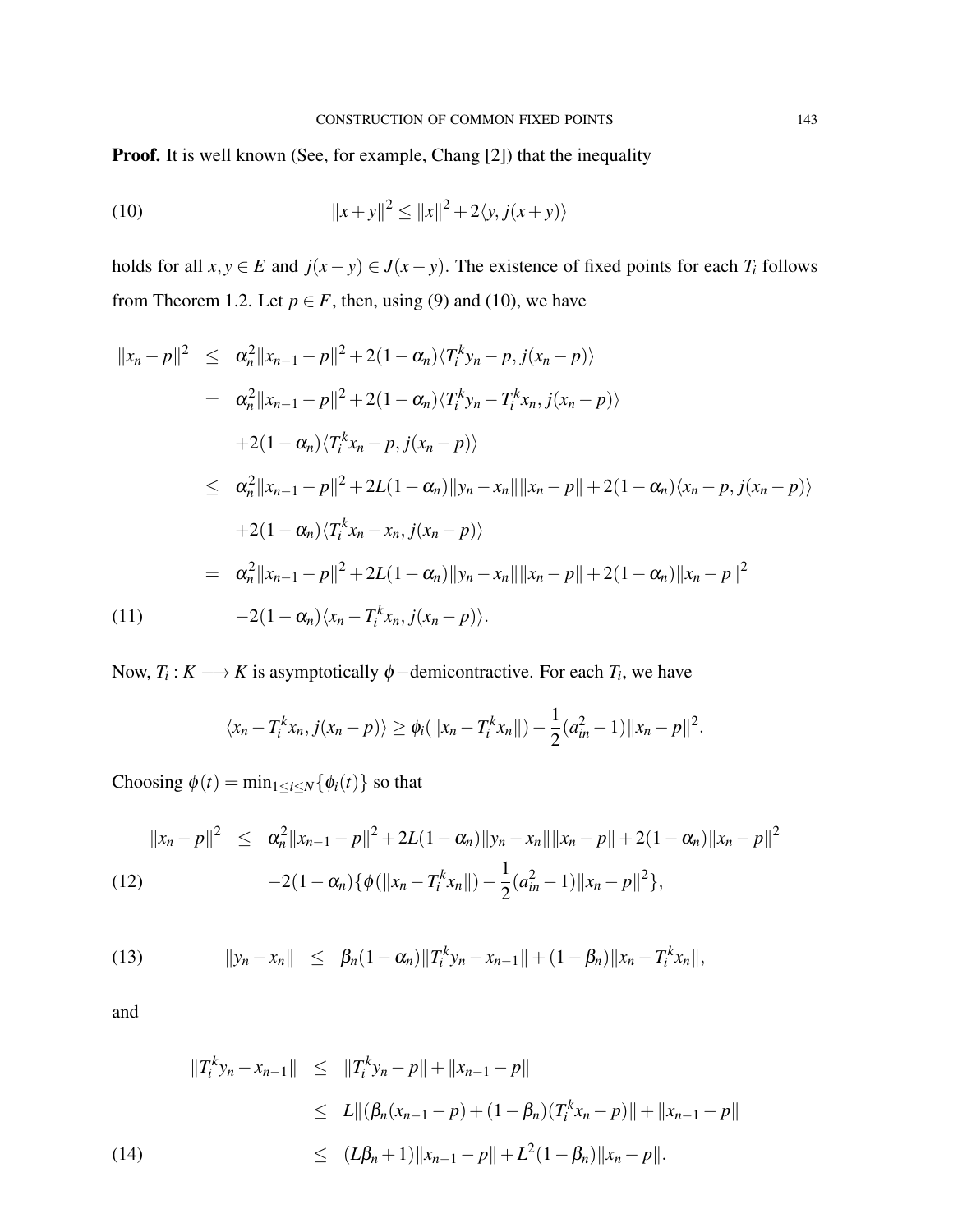**Proof.** It is well known (See, for example, Chang [2]) that the inequality

$$\|x+y\|^2 \leq \|x\|^2 + 2\langle y, j(x+y)\rangle \tag{10}$$

holds for all $x, y \in E$ and $j(x-y) \in J(x-y)$. The existence of fixed points for each $T_i$ follows from Theorem 1.2. Let $p \in F$, then, using (9) and (10), we have

$$\begin{aligned}
\|x_n - p\|^2 &\leq \alpha_n^2 \|x_{n-1} - p\|^2 + 2(1-\alpha_n)\langle T_i^k y_n - p, j(x_n - p)\rangle \\
&= \alpha_n^2 \|x_{n-1} - p\|^2 + 2(1-\alpha_n)\langle T_i^k y_n - T_i^k x_n, j(x_n - p)\rangle \\
&\quad + 2(1-\alpha_n)\langle T_i^k x_n - p, j(x_n - p)\rangle \\
&\leq \alpha_n^2 \|x_{n-1} - p\|^2 + 2L(1-\alpha_n)\|y_n - x_n\|\|x_n - p\| + 2(1-\alpha_n)\langle x_n - p, j(x_n - p)\rangle \\
&\quad + 2(1-\alpha_n)\langle T_i^k x_n - x_n, j(x_n - p)\rangle \\
&= \alpha_n^2 \|x_{n-1} - p\|^2 + 2L(1-\alpha_n)\|y_n - x_n\|\|x_n - p\| + 2(1-\alpha_n)\|x_n - p\|^2 \\
&\quad - 2(1-\alpha_n)\langle x_n - T_i^k x_n, j(x_n - p)\rangle.
\end{aligned} \tag{11}$$

Now, $T_i : K \longrightarrow K$ is asymptotically $\phi-$demicontractive. For each $T_i$, we have

$$\langle x_n - T_i^k x_n, j(x_n - p)\rangle \geq \phi_i(\|x_n - T_i^k x_n\|) - \frac{1}{2}(a_{in}^2 - 1)\|x_n - p\|^2.$$

Choosing $\phi(t) = \min_{1 \leq i \leq N}\{\phi_i(t)\}$ so that

$$\begin{aligned}
\|x_n - p\|^2 &\leq \alpha_n^2 \|x_{n-1} - p\|^2 + 2L(1-\alpha_n)\|y_n - x_n\|\|x_n - p\| + 2(1-\alpha_n)\|x_n - p\|^2 \\
&\quad - 2(1-\alpha_n)\{\phi(\|x_n - T_i^k x_n\|) - \frac{1}{2}(a_{in}^2 - 1)\|x_n - p\|^2\},
\end{aligned} \tag{12}$$

$$\|y_n - x_n\| \leq \beta_n(1-\alpha_n)\|T_i^k y_n - x_{n-1}\| + (1-\beta_n)\|x_n - T_i^k x_n\|, \tag{13}$$

and

$$\begin{aligned}
\|T_i^k y_n - x_{n-1}\| &\leq \|T_i^k y_n - p\| + \|x_{n-1} - p\| \\
&\leq L\|(\beta_n(x_{n-1} - p) + (1-\beta_n)(T_i^k x_n - p)\| + \|x_{n-1} - p\| \\
&\leq (L\beta_n + 1)\|x_{n-1} - p\| + L^2(1-\beta_n)\|x_n - p\|.
\end{aligned} \tag{14}$$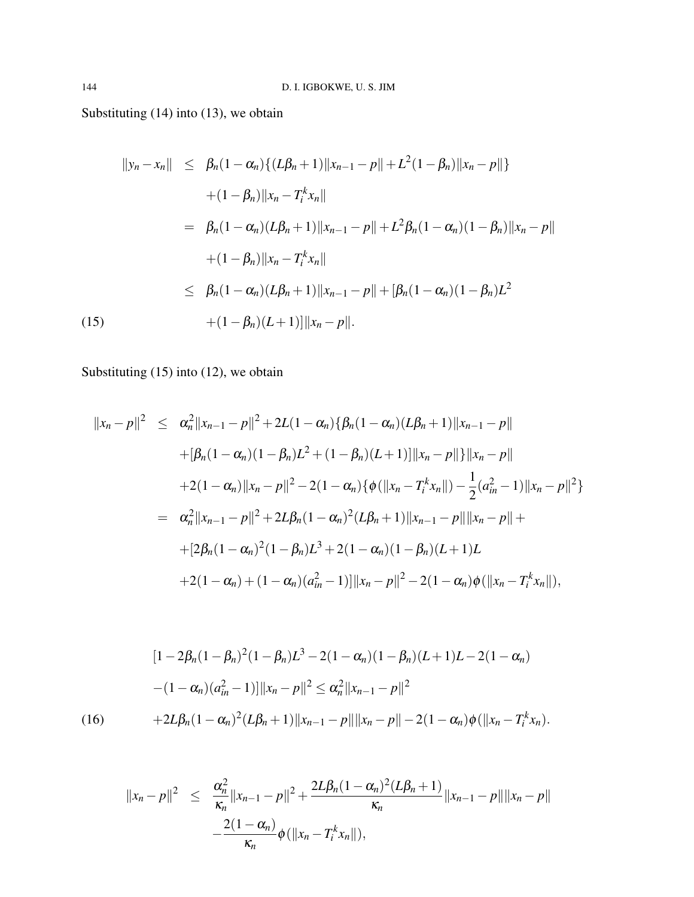Substituting (14) into (13), we obtain

$$
\begin{aligned}
\|y_n - x_n\| &\leq \beta_n(1-\alpha_n)\{(L\beta_n+1)\|x_{n-1}-p\| + L^2(1-\beta_n)\|x_n - p\|\} \\
&\quad + (1-\beta_n)\|x_n - T_i^k x_n\| \\
&= \beta_n(1-\alpha_n)(L\beta_n+1)\|x_{n-1}-p\| + L^2\beta_n(1-\alpha_n)(1-\beta_n)\|x_n - p\| \\
&\quad + (1-\beta_n)\|x_n - T_i^k x_n\| \\
&\leq \beta_n(1-\alpha_n)(L\beta_n+1)\|x_{n-1}-p\| + [\beta_n(1-\alpha_n)(1-\beta_n)L^2 \\
&\quad + (1-\beta_n)(L+1)]\|x_n - p\|. \qquad (15)
\end{aligned}
$$

Substituting (15) into (12), we obtain

$$
\begin{aligned}
\|x_n - p\|^2 &\leq \alpha_n^2\|x_{n-1}-p\|^2 + 2L(1-\alpha_n)\{\beta_n(1-\alpha_n)(L\beta_n+1)\|x_{n-1}-p\| \\
&\quad + [\beta_n(1-\alpha_n)(1-\beta_n)L^2 + (1-\beta_n)(L+1)]\|x_n-p\|\}\|x_n-p\| \\
&\quad + 2(1-\alpha_n)\|x_n-p\|^2 - 2(1-\alpha_n)\{\phi(\|x_n - T_i^k x_n\|) - \frac{1}{2}(a_{in}^2-1)\|x_n-p\|^2\} \\
&= \alpha_n^2\|x_{n-1}-p\|^2 + 2L\beta_n(1-\alpha_n)^2(L\beta_n+1)\|x_{n-1}-p\|\|x_n-p\| + \\
&\quad + [2\beta_n(1-\alpha_n)^2(1-\beta_n)L^3 + 2(1-\alpha_n)(1-\beta_n)(L+1)L \\
&\quad + 2(1-\alpha_n) + (1-\alpha_n)(a_{in}^2-1)]\|x_n-p\|^2 - 2(1-\alpha_n)\phi(\|x_n - T_i^k x_n\|),
\end{aligned}
$$

$$
\begin{aligned}
&[1 - 2\beta_n(1-\beta_n)^2(1-\beta_n)L^3 - 2(1-\alpha_n)(1-\beta_n)(L+1)L - 2(1-\alpha_n) \\
&\quad - (1-\alpha_n)(a_{in}^2-1)]\|x_n-p\|^2 \leq \alpha_n^2\|x_{n-1}-p\|^2 \\
&\quad + 2L\beta_n(1-\alpha_n)^2(L\beta_n+1)\|x_{n-1}-p\|\|x_n-p\| - 2(1-\alpha_n)\phi(\|x_n - T_i^k x_n). \qquad (16)
\end{aligned}
$$

$$
\begin{aligned}
\|x_n - p\|^2 &\leq \frac{\alpha_n^2}{\kappa_n}\|x_{n-1}-p\|^2 + \frac{2L\beta_n(1-\alpha_n)^2(L\beta_n+1)}{\kappa_n}\|x_{n-1}-p\|\|x_n-p\| \\
&\quad - \frac{2(1-\alpha_n)}{\kappa_n}\phi(\|x_n - T_i^k x_n\|),
\end{aligned}
$$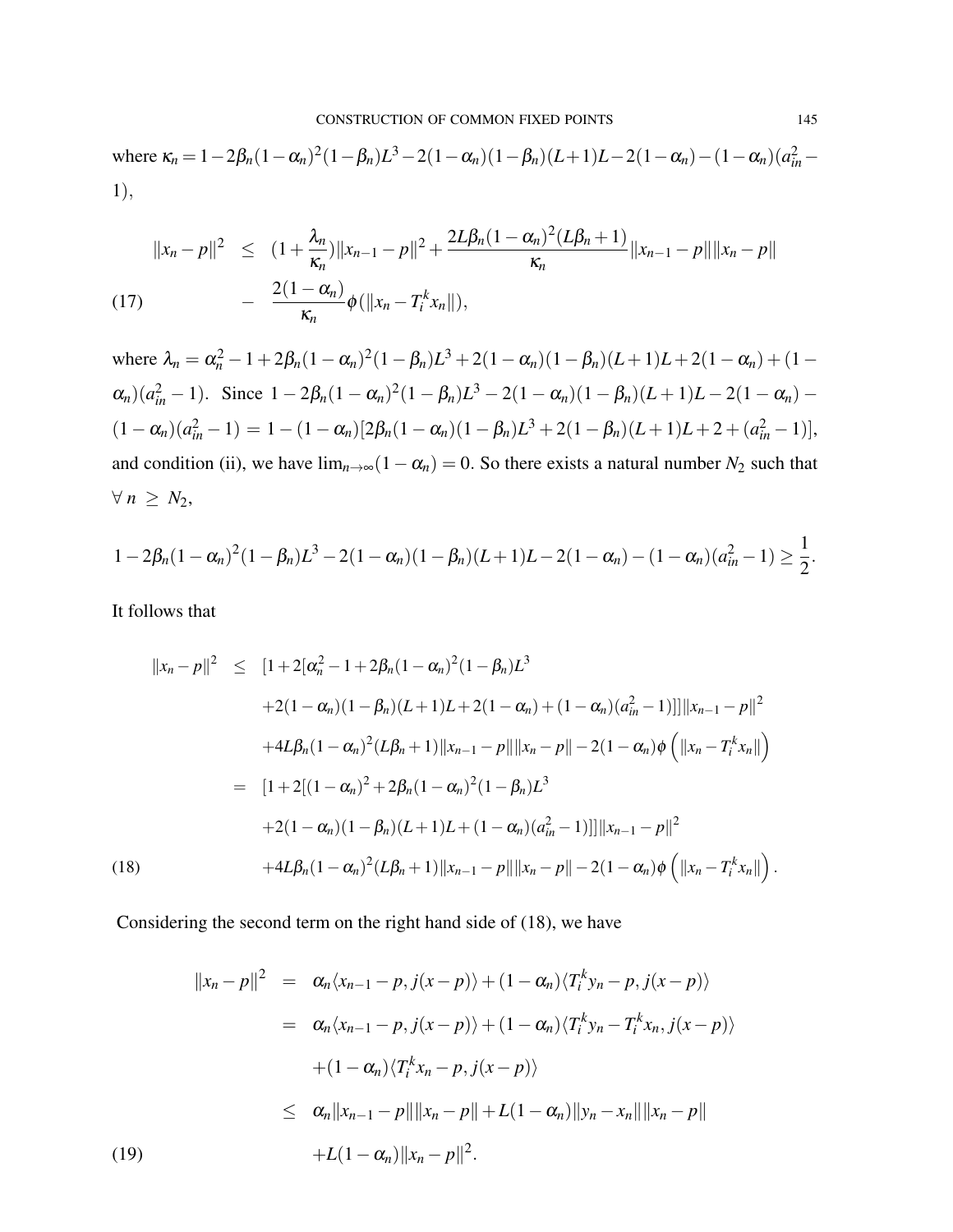where $\kappa_n = 1-2\beta_n(1-\alpha_n)^2(1-\beta_n)L^3 - 2(1-\alpha_n)(1-\beta_n)(L+1)L - 2(1-\alpha_n) - (1-\alpha_n)(a_{in}^2 - 1)$,

$$
\|x_n - p\|^2 \leq (1+\frac{\lambda_n}{\kappa_n})\|x_{n-1}-p\|^2 + \frac{2L\beta_n(1-\alpha_n)^2(L\beta_n+1)}{\kappa_n}\|x_{n-1}-p\|\|x_n-p\| - \frac{2(1-\alpha_n)}{\kappa_n}\phi(\|x_n - T_i^k x_n\|), \tag{17}
$$

where $\lambda_n = \alpha_n^2 - 1 + 2\beta_n(1-\alpha_n)^2(1-\beta_n)L^3 + 2(1-\alpha_n)(1-\beta_n)(L+1)L + 2(1-\alpha_n) + (1-\alpha_n)(a_{in}^2-1)$. Since $1-2\beta_n(1-\alpha_n)^2(1-\beta_n)L^3 - 2(1-\alpha_n)(1-\beta_n)(L+1)L - 2(1-\alpha_n) - (1-\alpha_n)(a_{in}^2-1) = 1-(1-\alpha_n)[2\beta_n(1-\alpha_n)(1-\beta_n)L^3 + 2(1-\beta_n)(L+1)L + 2 + (a_{in}^2-1)]$, and condition (ii), we have $\lim_{n\to\infty}(1-\alpha_n) = 0$. So there exists a natural number $N_2$ such that $\forall\ n \geq N_2$,

$$
1-2\beta_n(1-\alpha_n)^2(1-\beta_n)L^3 - 2(1-\alpha_n)(1-\beta_n)(L+1)L - 2(1-\alpha_n) - (1-\alpha_n)(a_{in}^2-1) \geq \frac{1}{2}.
$$

It follows that

$$
\begin{aligned}
\|x_n - p\|^2 \leq\ & [1+2[\alpha_n^2 - 1 + 2\beta_n(1-\alpha_n)^2(1-\beta_n)L^3 \\
& + 2(1-\alpha_n)(1-\beta_n)(L+1)L + 2(1-\alpha_n) + (1-\alpha_n)(a_{in}^2-1)]]\|x_{n-1}-p\|^2 \\
& + 4L\beta_n(1-\alpha_n)^2(L\beta_n+1)\|x_{n-1}-p\|\|x_n-p\| - 2(1-\alpha_n)\phi\left(\|x_n - T_i^k x_n\|\right) \\
=\ & [1+2[(1-\alpha_n)^2 + 2\beta_n(1-\alpha_n)^2(1-\beta_n)L^3 \\
& + 2(1-\alpha_n)(1-\beta_n)(L+1)L + (1-\alpha_n)(a_{in}^2-1)]]\|x_{n-1}-p\|^2 \\
& + 4L\beta_n(1-\alpha_n)^2(L\beta_n+1)\|x_{n-1}-p\|\|x_n-p\| - 2(1-\alpha_n)\phi\left(\|x_n - T_i^k x_n\|\right).
\end{aligned} \tag{18}
$$

Considering the second term on the right hand side of (18), we have

$$
\begin{aligned}
\|x_n - p\|^2 =\ & \alpha_n\langle x_{n-1}-p, j(x-p)\rangle + (1-\alpha_n)\langle T_i^k y_n - p, j(x-p)\rangle \\
=\ & \alpha_n\langle x_{n-1}-p, j(x-p)\rangle + (1-\alpha_n)\langle T_i^k y_n - T_i^k x_n, j(x-p)\rangle \\
& + (1-\alpha_n)\langle T_i^k x_n - p, j(x-p)\rangle \\
\leq\ & \alpha_n\|x_{n-1}-p\|\|x_n-p\| + L(1-\alpha_n)\|y_n - x_n\|\|x_n-p\| \\
& + L(1-\alpha_n)\|x_n-p\|^2.
\end{aligned} \tag{19}
$$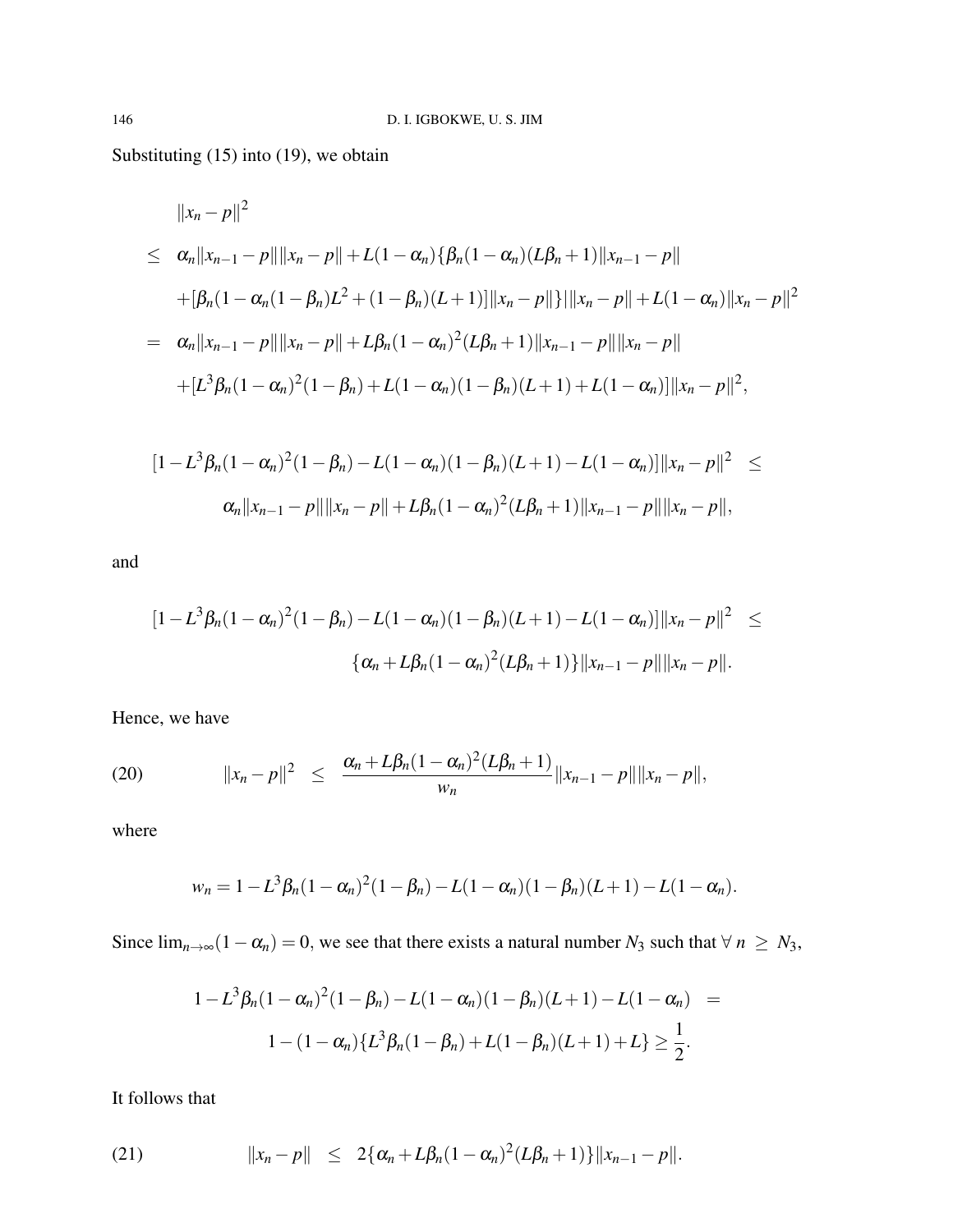Substituting (15) into (19), we obtain

$$
\begin{aligned}
& \|x_n - p\|^2 \\
\leq \;& \alpha_n \|x_{n-1} - p\| \|x_n - p\| + L(1-\alpha_n)\{\beta_n(1-\alpha_n)(L\beta_n + 1)\|x_{n-1} - p\| \\
& + [\beta_n(1-\alpha_n(1-\beta_n)L^2 + (1-\beta_n)(L+1)]\|x_n - p\|\}|\|x_n - p\| + L(1-\alpha_n)\|x_n - p\|^2 \\
= \;& \alpha_n \|x_{n-1} - p\| \|x_n - p\| + L\beta_n(1-\alpha_n)^2(L\beta_n + 1)\|x_{n-1} - p\| \|x_n - p\| \\
& + [L^3\beta_n(1-\alpha_n)^2(1-\beta_n) + L(1-\alpha_n)(1-\beta_n)(L+1) + L(1-\alpha_n)]\|x_n - p\|^2,
\end{aligned}
$$

$$
\begin{aligned}
[1 - L^3\beta_n(1-\alpha_n)^2(1-\beta_n) - L(1-\alpha_n)(1-\beta_n)(L+1) - L(1-\alpha_n)]\|x_n - p\|^2 \;\; \leq \\
\alpha_n \|x_{n-1} - p\| \|x_n - p\| + L\beta_n(1-\alpha_n)^2(L\beta_n + 1)\|x_{n-1} - p\| \|x_n - p\|,
\end{aligned}
$$

and

$$
\begin{aligned}
[1 - L^3\beta_n(1-\alpha_n)^2(1-\beta_n) - L(1-\alpha_n)(1-\beta_n)(L+1) - L(1-\alpha_n)]\|x_n - p\|^2 \;\; \leq \\
\{\alpha_n + L\beta_n(1-\alpha_n)^2(L\beta_n + 1)\}\|x_{n-1} - p\| \|x_n - p\|.
\end{aligned}
$$

Hence, we have

$$
\|x_n - p\|^2 \;\; \leq \;\; \frac{\alpha_n + L\beta_n(1-\alpha_n)^2(L\beta_n + 1)}{w_n}\|x_{n-1} - p\| \|x_n - p\|, \tag{20}
$$

where

$$
w_n = 1 - L^3\beta_n(1-\alpha_n)^2(1-\beta_n) - L(1-\alpha_n)(1-\beta_n)(L+1) - L(1-\alpha_n).
$$

Since $\lim_{n\to\infty}(1-\alpha_n) = 0$, we see that there exists a natural number $N_3$ such that $\forall\, n \;\geq\; N_3$,

$$
\begin{aligned}
1 - L^3\beta_n(1-\alpha_n)^2(1-\beta_n) - L(1-\alpha_n)(1-\beta_n)(L+1) - L(1-\alpha_n) \;\; = \\
1 - (1-\alpha_n)\{L^3\beta_n(1-\beta_n) + L(1-\beta_n)(L+1) + L\} \geq \frac{1}{2}.
\end{aligned}
$$

It follows that

$$
\|x_n - p\| \;\; \leq \;\; 2\{\alpha_n + L\beta_n(1-\alpha_n)^2(L\beta_n + 1)\}\|x_{n-1} - p\|. \tag{21}
$$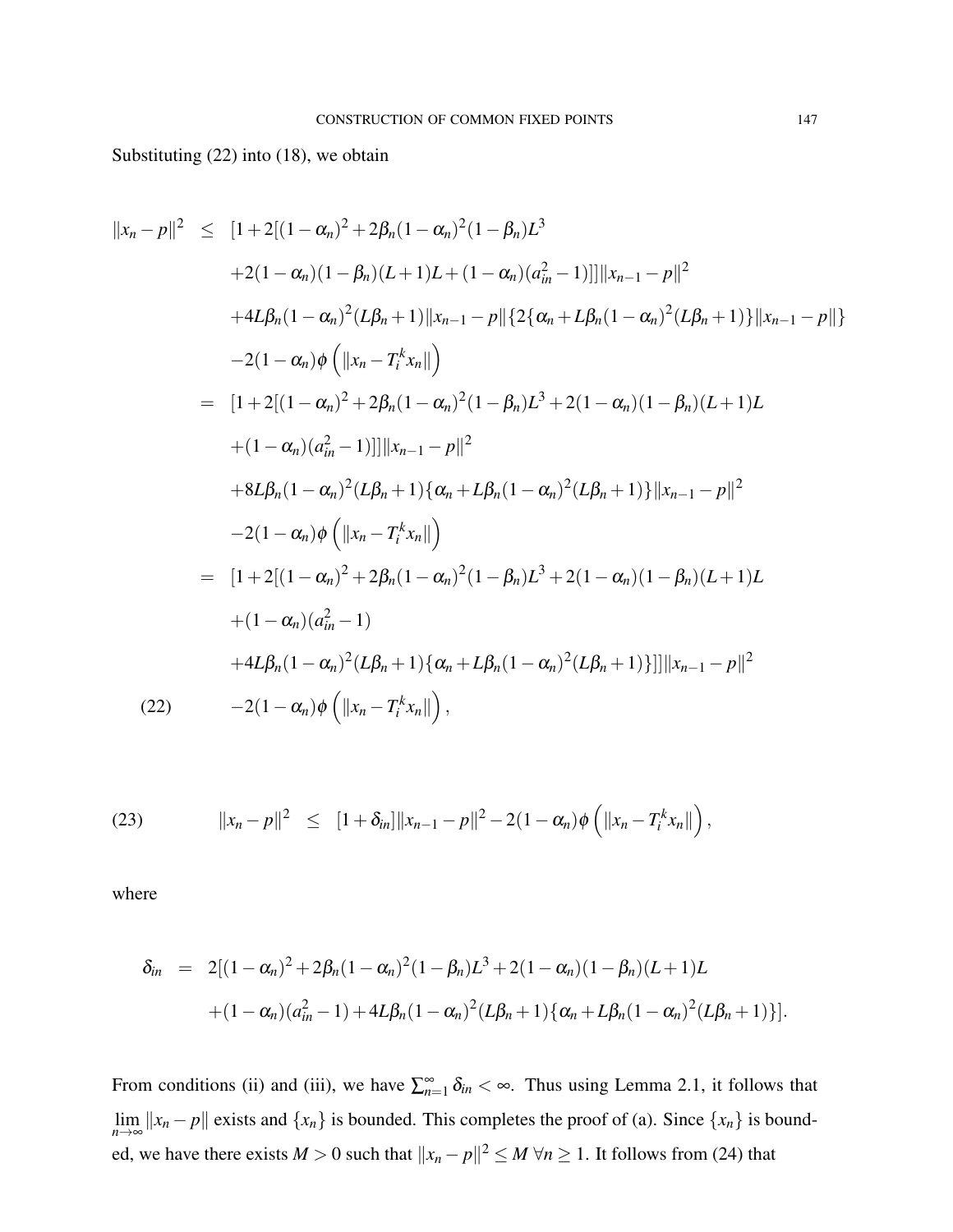Substituting (22) into (18), we obtain

$$
\begin{aligned}
\|x_n - p\|^2 &\leq [1 + 2[(1-\alpha_n)^2 + 2\beta_n(1-\alpha_n)^2(1-\beta_n)L^3 \\
&\quad + 2(1-\alpha_n)(1-\beta_n)(L+1)L + (1-\alpha_n)(a_{in}^2 - 1)]]\|x_{n-1} - p\|^2 \\
&\quad + 4L\beta_n(1-\alpha_n)^2(L\beta_n+1)\|x_{n-1} - p\|\{2\{\alpha_n + L\beta_n(1-\alpha_n)^2(L\beta_n+1)\}\|x_{n-1} - p\|\} \\
&\quad - 2(1-\alpha_n)\phi\left(\|x_n - T_i^k x_n\|\right) \\
&= [1 + 2[(1-\alpha_n)^2 + 2\beta_n(1-\alpha_n)^2(1-\beta_n)L^3 + 2(1-\alpha_n)(1-\beta_n)(L+1)L \\
&\quad + (1-\alpha_n)(a_{in}^2 - 1)]]\|x_{n-1} - p\|^2 \\
&\quad + 8L\beta_n(1-\alpha_n)^2(L\beta_n+1)\{\alpha_n + L\beta_n(1-\alpha_n)^2(L\beta_n+1)\}\|x_{n-1} - p\|^2 \\
&\quad - 2(1-\alpha_n)\phi\left(\|x_n - T_i^k x_n\|\right) \\
&= [1 + 2[(1-\alpha_n)^2 + 2\beta_n(1-\alpha_n)^2(1-\beta_n)L^3 + 2(1-\alpha_n)(1-\beta_n)(L+1)L \\
&\quad + (1-\alpha_n)(a_{in}^2 - 1) \\
&\quad + 4L\beta_n(1-\alpha_n)^2(L\beta_n+1)\{\alpha_n + L\beta_n(1-\alpha_n)^2(L\beta_n+1)\}]]\|x_{n-1} - p\|^2 \\
&\quad - 2(1-\alpha_n)\phi\left(\|x_n - T_i^k x_n\|\right), \qquad (22)
\end{aligned}
$$

$$
\|x_n - p\|^2 \leq [1 + \delta_{in}]\|x_{n-1} - p\|^2 - 2(1-\alpha_n)\phi\left(\|x_n - T_i^k x_n\|\right), \qquad (23)
$$

where

$$
\begin{aligned}
\delta_{in} &= 2[(1-\alpha_n)^2 + 2\beta_n(1-\alpha_n)^2(1-\beta_n)L^3 + 2(1-\alpha_n)(1-\beta_n)(L+1)L \\
&\quad + (1-\alpha_n)(a_{in}^2 - 1) + 4L\beta_n(1-\alpha_n)^2(L\beta_n+1)\{\alpha_n + L\beta_n(1-\alpha_n)^2(L\beta_n+1)\}].
\end{aligned}
$$

From conditions (ii) and (iii), we have $\sum_{n=1}^{\infty} \delta_{in} < \infty$. Thus using Lemma 2.1, it follows that $\lim_{n\to\infty} \|x_n - p\|$ exists and $\{x_n\}$ is bounded. This completes the proof of (a). Since $\{x_n\}$ is bounded, we have there exists $M > 0$ such that $\|x_n - p\|^2 \leq M \ \forall n \geq 1$. It follows from (24) that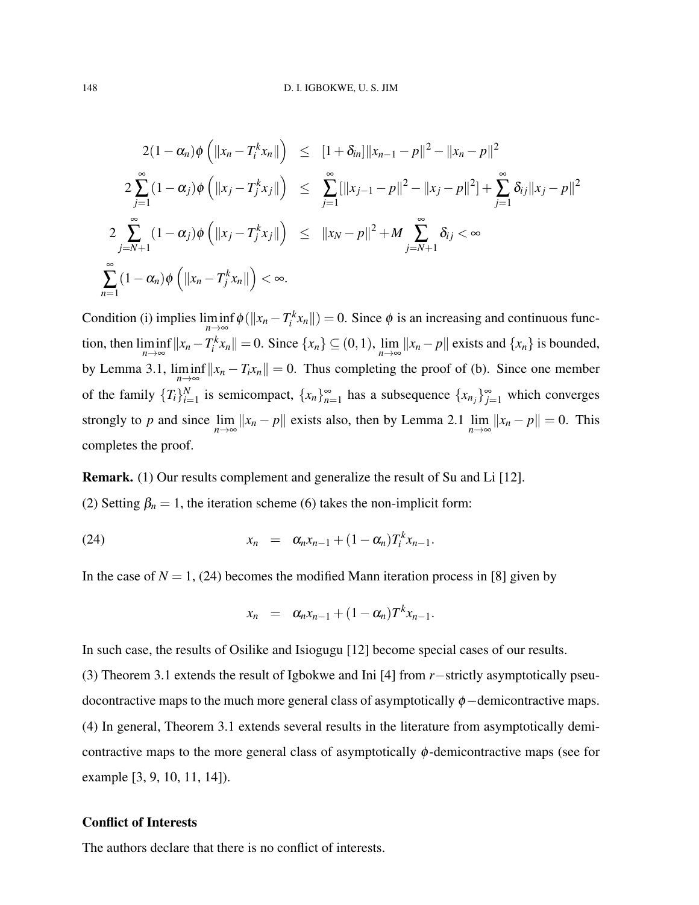$$
\begin{aligned}
2(1-\alpha_n)\phi\left(\|x_n - T_i^k x_n\|\right) &\leq [1+\delta_{in}]\|x_{n-1}-p\|^2 - \|x_n - p\|^2 \\
2\sum_{j=1}^{\infty}(1-\alpha_j)\phi\left(\|x_j - T_j^k x_j\|\right) &\leq \sum_{j=1}^{\infty}[\|x_{j-1}-p\|^2 - \|x_j - p\|^2] + \sum_{j=1}^{\infty}\delta_{ij}\|x_j - p\|^2 \\
2\sum_{j=N+1}^{\infty}(1-\alpha_j)\phi\left(\|x_j - T_j^k x_j\|\right) &\leq \|x_N - p\|^2 + M\sum_{j=N+1}^{\infty}\delta_{ij} < \infty \\
\sum_{n=1}^{\infty}(1-\alpha_n)\phi\left(\|x_n - T_j^k x_n\|\right) &< \infty.
\end{aligned}
$$

Condition (i) implies $\liminf_{n\to\infty}\phi(\|x_n - T_i^k x_n\|) = 0$. Since $\phi$ is an increasing and continuous function, then $\liminf_{n\to\infty}\|x_n - T_i^k x_n\| = 0$. Since $\{x_n\} \subseteq (0,1)$, $\lim_{n\to\infty}\|x_n - p\|$ exists and $\{x_n\}$ is bounded, by Lemma 3.1, $\liminf_{n\to\infty}\|x_n - T_i x_n\| = 0$. Thus completing the proof of (b). Since one member of the family $\{T_i\}_{i=1}^N$ is semicompact, $\{x_n\}_{n=1}^{\infty}$ has a subsequence $\{x_{n_j}\}_{j=1}^{\infty}$ which converges strongly to $p$ and since $\lim_{n\to\infty}\|x_n - p\|$ exists also, then by Lemma 2.1 $\lim_{n\to\infty}\|x_n - p\| = 0$. This completes the proof.

**Remark.** (1) Our results complement and generalize the result of Su and Li [12].

(2) Setting $\beta_n = 1$, the iteration scheme (6) takes the non-implicit form:

$$
x_n = \alpha_n x_{n-1} + (1-\alpha_n)T_i^k x_{n-1}. \tag{24}
$$

In the case of $N = 1$, (24) becomes the modified Mann iteration process in [8] given by

$$
x_n = \alpha_n x_{n-1} + (1-\alpha_n)T^k x_{n-1}.
$$

In such case, the results of Osilike and Isiogugu [12] become special cases of our results.

(3) Theorem 3.1 extends the result of Igbokwe and Ini [4] from $r-$strictly asymptotically pseudocontractive maps to the much more general class of asymptotically $\phi-$demicontractive maps.

(4) In general, Theorem 3.1 extends several results in the literature from asymptotically demicontractive maps to the more general class of asymptotically $\phi$-demicontractive maps (see for example [3, 9, 10, 11, 14]).

### Conflict of Interests

The authors declare that there is no conflict of interests.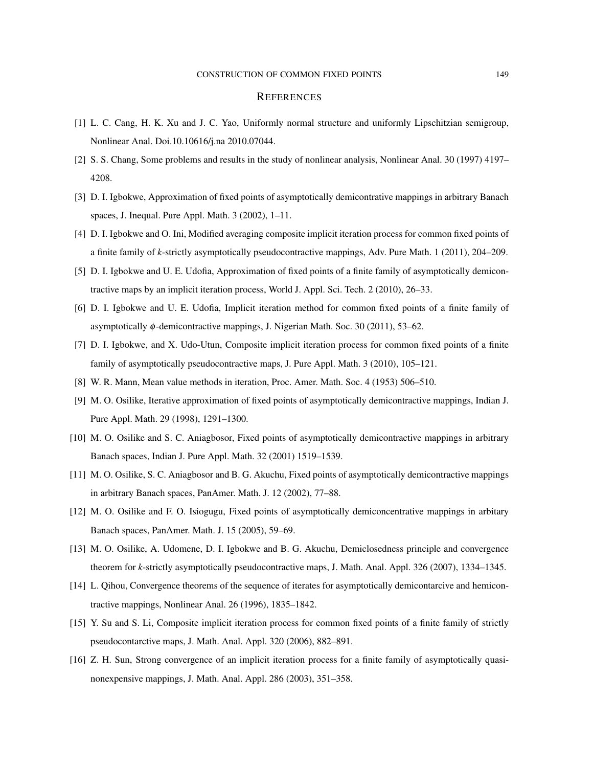## References

[1] L. C. Cang, H. K. Xu and J. C. Yao, Uniformly normal structure and uniformly Lipschitzian semigroup, Nonlinear Anal. Doi.10.10616/j.na 2010.07044.

[2] S. S. Chang, Some problems and results in the study of nonlinear analysis, Nonlinear Anal. 30 (1997) 4197–4208.

[3] D. I. Igbokwe, Approximation of fixed points of asymptotically demicontrative mappings in arbitrary Banach spaces, J. Inequal. Pure Appl. Math. 3 (2002), 1–11.

[4] D. I. Igbokwe and O. Ini, Modified averaging composite implicit iteration process for common fixed points of a finite family of $k$-strictly asymptotically pseudocontractive mappings, Adv. Pure Math. 1 (2011), 204–209.

[5] D. I. Igbokwe and U. E. Udofia, Approximation of fixed points of a finite family of asymptotically demicontractive maps by an implicit iteration process, World J. Appl. Sci. Tech. 2 (2010), 26–33.

[6] D. I. Igbokwe and U. E. Udofia, Implicit iteration method for common fixed points of a finite family of asymptotically $\phi$-demicontractive mappings, J. Nigerian Math. Soc. 30 (2011), 53–62.

[7] D. I. Igbokwe, and X. Udo-Utun, Composite implicit iteration process for common fixed points of a finite family of asymptotically pseudocontractive maps, J. Pure Appl. Math. 3 (2010), 105–121.

[8] W. R. Mann, Mean value methods in iteration, Proc. Amer. Math. Soc. 4 (1953) 506–510.

[9] M. O. Osilike, Iterative approximation of fixed points of asymptotically demicontractive mappings, Indian J. Pure Appl. Math. 29 (1998), 1291–1300.

[10] M. O. Osilike and S. C. Aniagbosor, Fixed points of asymptotically demicontractive mappings in arbitrary Banach spaces, Indian J. Pure Appl. Math. 32 (2001) 1519–1539.

[11] M. O. Osilike, S. C. Aniagbosor and B. G. Akuchu, Fixed points of asymptotically demicontractive mappings in arbitrary Banach spaces, PanAmer. Math. J. 12 (2002), 77–88.

[12] M. O. Osilike and F. O. Isiogugu, Fixed points of asymptotically demiconcentrative mappings in arbitary Banach spaces, PanAmer. Math. J. 15 (2005), 59–69.

[13] M. O. Osilike, A. Udomene, D. I. Igbokwe and B. G. Akuchu, Demiclosedness principle and convergence theorem for $k$-strictly asymptotically pseudocontractive maps, J. Math. Anal. Appl. 326 (2007), 1334–1345.

[14] L. Qihou, Convergence theorems of the sequence of iterates for asymptotically demicontarcive and hemicontractive mappings, Nonlinear Anal. 26 (1996), 1835–1842.

[15] Y. Su and S. Li, Composite implicit iteration process for common fixed points of a finite family of strictly pseudocontarctive maps, J. Math. Anal. Appl. 320 (2006), 882–891.

[16] Z. H. Sun, Strong convergence of an implicit iteration process for a finite family of asymptotically quasi-nonexpensive mappings, J. Math. Anal. Appl. 286 (2003), 351–358.